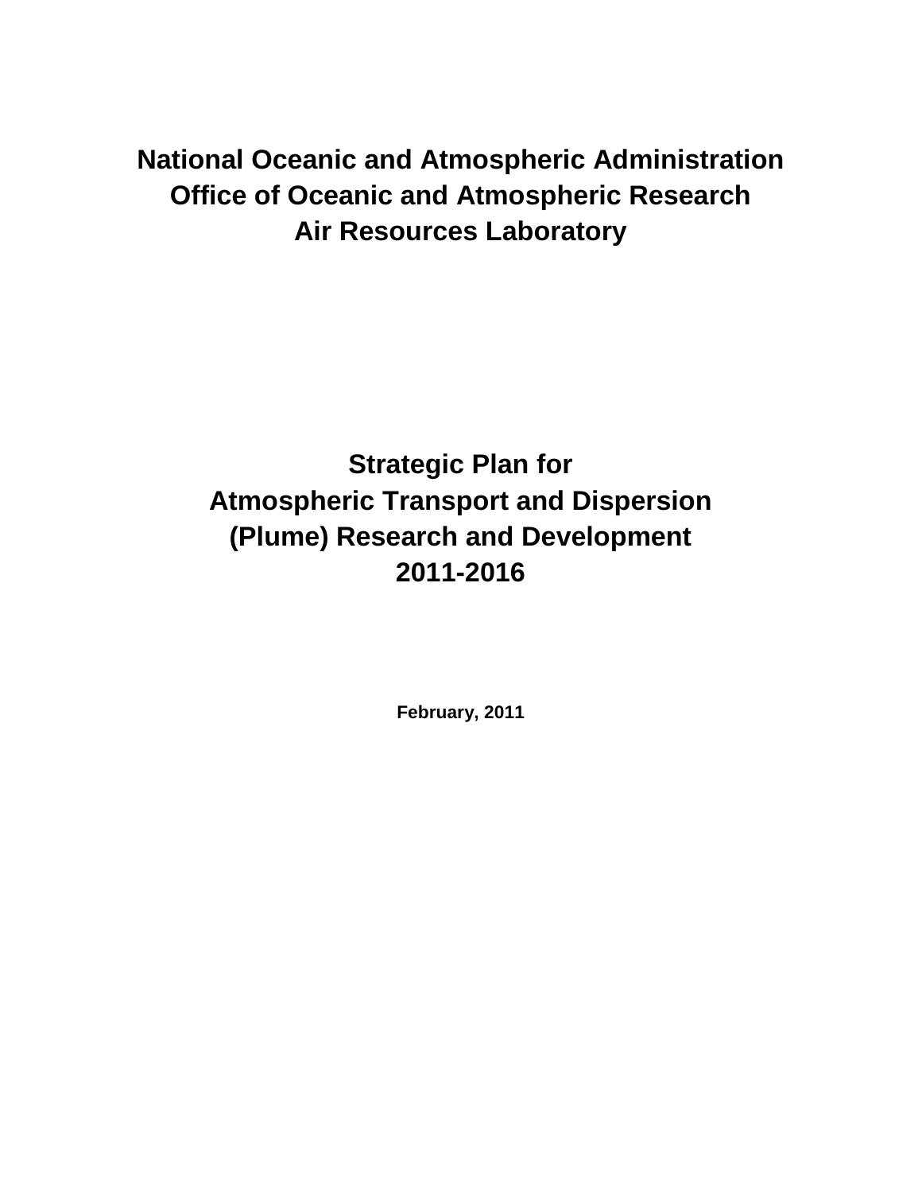# National Oceanic and Atmospheric Administration
# Office of Oceanic and Atmospheric Research
# Air Resources Laboratory

# Strategic Plan for Atmospheric Transport and Dispersion (Plume) Research and Development 2011-2016

**February, 2011**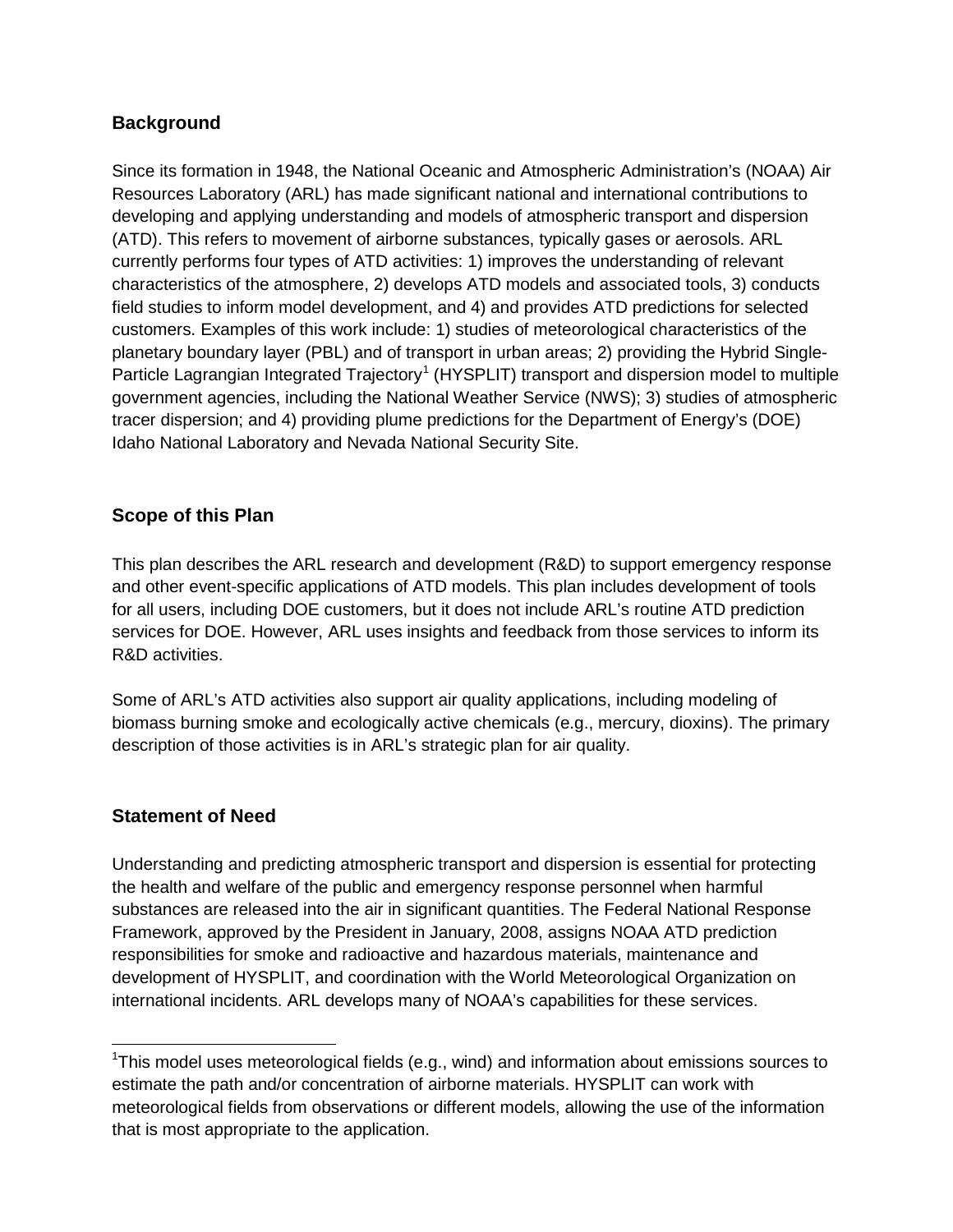## Background

Since its formation in 1948, the National Oceanic and Atmospheric Administration's (NOAA) Air Resources Laboratory (ARL) has made significant national and international contributions to developing and applying understanding and models of atmospheric transport and dispersion (ATD). This refers to movement of airborne substances, typically gases or aerosols. ARL currently performs four types of ATD activities: 1) improves the understanding of relevant characteristics of the atmosphere, 2) develops ATD models and associated tools, 3) conducts field studies to inform model development, and 4) and provides ATD predictions for selected customers. Examples of this work include: 1) studies of meteorological characteristics of the planetary boundary layer (PBL) and of transport in urban areas; 2) providing the Hybrid Single-Particle Lagrangian Integrated Trajectory[1] (HYSPLIT) transport and dispersion model to multiple government agencies, including the National Weather Service (NWS); 3) studies of atmospheric tracer dispersion; and 4) providing plume predictions for the Department of Energy's (DOE) Idaho National Laboratory and Nevada National Security Site.

## Scope of this Plan

This plan describes the ARL research and development (R&D) to support emergency response and other event-specific applications of ATD models. This plan includes development of tools for all users, including DOE customers, but it does not include ARL's routine ATD prediction services for DOE. However, ARL uses insights and feedback from those services to inform its R&D activities.

Some of ARL's ATD activities also support air quality applications, including modeling of biomass burning smoke and ecologically active chemicals (e.g., mercury, dioxins). The primary description of those activities is in ARL's strategic plan for air quality.

## Statement of Need

Understanding and predicting atmospheric transport and dispersion is essential for protecting the health and welfare of the public and emergency response personnel when harmful substances are released into the air in significant quantities. The Federal National Response Framework, approved by the President in January, 2008, assigns NOAA ATD prediction responsibilities for smoke and radioactive and hazardous materials, maintenance and development of HYSPLIT, and coordination with the World Meteorological Organization on international incidents. ARL develops many of NOAA's capabilities for these services.

---

[1] This model uses meteorological fields (e.g., wind) and information about emissions sources to estimate the path and/or concentration of airborne materials. HYSPLIT can work with meteorological fields from observations or different models, allowing the use of the information that is most appropriate to the application.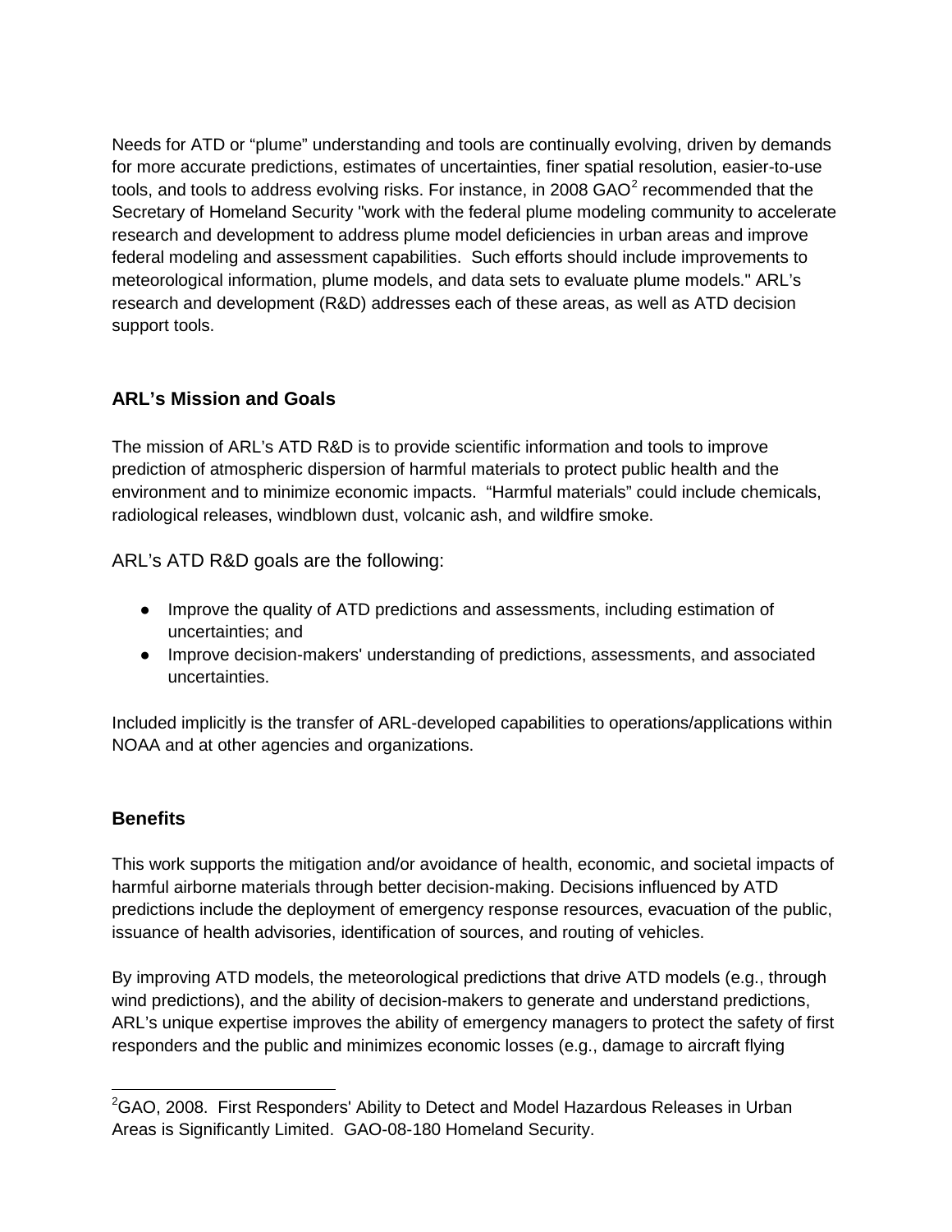Needs for ATD or “plume” understanding and tools are continually evolving, driven by demands for more accurate predictions, estimates of uncertainties, finer spatial resolution, easier-to-use tools, and tools to address evolving risks. For instance, in 2008 GAO[2] recommended that the Secretary of Homeland Security "work with the federal plume modeling community to accelerate research and development to address plume model deficiencies in urban areas and improve federal modeling and assessment capabilities. Such efforts should include improvements to meteorological information, plume models, and data sets to evaluate plume models." ARL’s research and development (R&D) addresses each of these areas, as well as ATD decision support tools.

## ARL’s Mission and Goals

The mission of ARL’s ATD R&D is to provide scientific information and tools to improve prediction of atmospheric dispersion of harmful materials to protect public health and the environment and to minimize economic impacts. “Harmful materials” could include chemicals, radiological releases, windblown dust, volcanic ash, and wildfire smoke.

ARL’s ATD R&D goals are the following:

- Improve the quality of ATD predictions and assessments, including estimation of uncertainties; and
- Improve decision-makers' understanding of predictions, assessments, and associated uncertainties.

Included implicitly is the transfer of ARL-developed capabilities to operations/applications within NOAA and at other agencies and organizations.

## Benefits

This work supports the mitigation and/or avoidance of health, economic, and societal impacts of harmful airborne materials through better decision-making. Decisions influenced by ATD predictions include the deployment of emergency response resources, evacuation of the public, issuance of health advisories, identification of sources, and routing of vehicles.

By improving ATD models, the meteorological predictions that drive ATD models (e.g., through wind predictions), and the ability of decision-makers to generate and understand predictions, ARL’s unique expertise improves the ability of emergency managers to protect the safety of first responders and the public and minimizes economic losses (e.g., damage to aircraft flying

[2] GAO, 2008. First Responders' Ability to Detect and Model Hazardous Releases in Urban Areas is Significantly Limited. GAO-08-180 Homeland Security.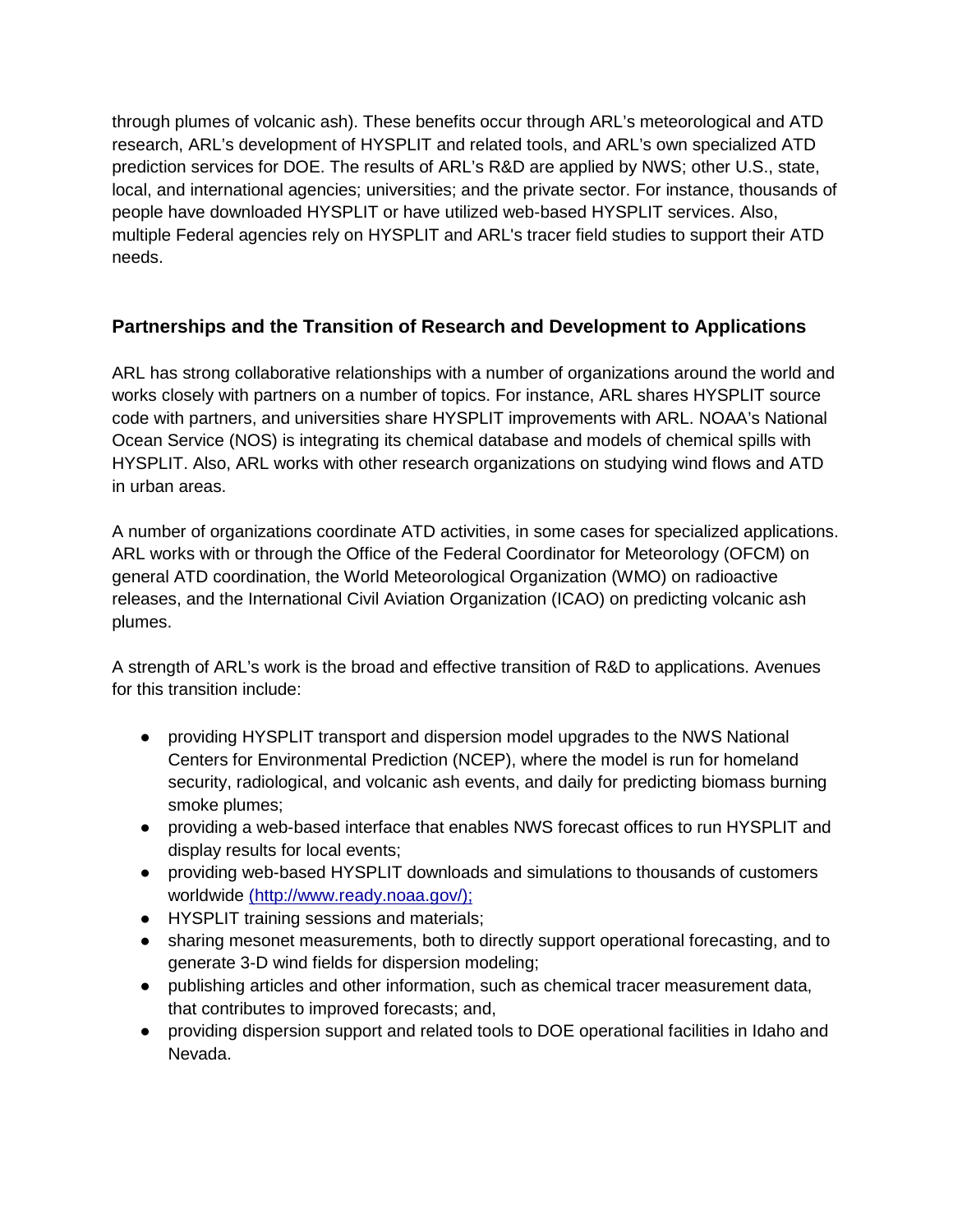through plumes of volcanic ash). These benefits occur through ARL's meteorological and ATD research, ARL's development of HYSPLIT and related tools, and ARL's own specialized ATD prediction services for DOE. The results of ARL's R&D are applied by NWS; other U.S., state, local, and international agencies; universities; and the private sector. For instance, thousands of people have downloaded HYSPLIT or have utilized web-based HYSPLIT services. Also, multiple Federal agencies rely on HYSPLIT and ARL's tracer field studies to support their ATD needs.

## Partnerships and the Transition of Research and Development to Applications

ARL has strong collaborative relationships with a number of organizations around the world and works closely with partners on a number of topics. For instance, ARL shares HYSPLIT source code with partners, and universities share HYSPLIT improvements with ARL. NOAA's National Ocean Service (NOS) is integrating its chemical database and models of chemical spills with HYSPLIT. Also, ARL works with other research organizations on studying wind flows and ATD in urban areas.

A number of organizations coordinate ATD activities, in some cases for specialized applications. ARL works with or through the Office of the Federal Coordinator for Meteorology (OFCM) on general ATD coordination, the World Meteorological Organization (WMO) on radioactive releases, and the International Civil Aviation Organization (ICAO) on predicting volcanic ash plumes.

A strength of ARL's work is the broad and effective transition of R&D to applications. Avenues for this transition include:

- providing HYSPLIT transport and dispersion model upgrades to the NWS National Centers for Environmental Prediction (NCEP), where the model is run for homeland security, radiological, and volcanic ash events, and daily for predicting biomass burning smoke plumes;
- providing a web-based interface that enables NWS forecast offices to run HYSPLIT and display results for local events;
- providing web-based HYSPLIT downloads and simulations to thousands of customers worldwide (http://www.ready.noaa.gov/);
- HYSPLIT training sessions and materials;
- sharing mesonet measurements, both to directly support operational forecasting, and to generate 3-D wind fields for dispersion modeling;
- publishing articles and other information, such as chemical tracer measurement data, that contributes to improved forecasts; and,
- providing dispersion support and related tools to DOE operational facilities in Idaho and Nevada.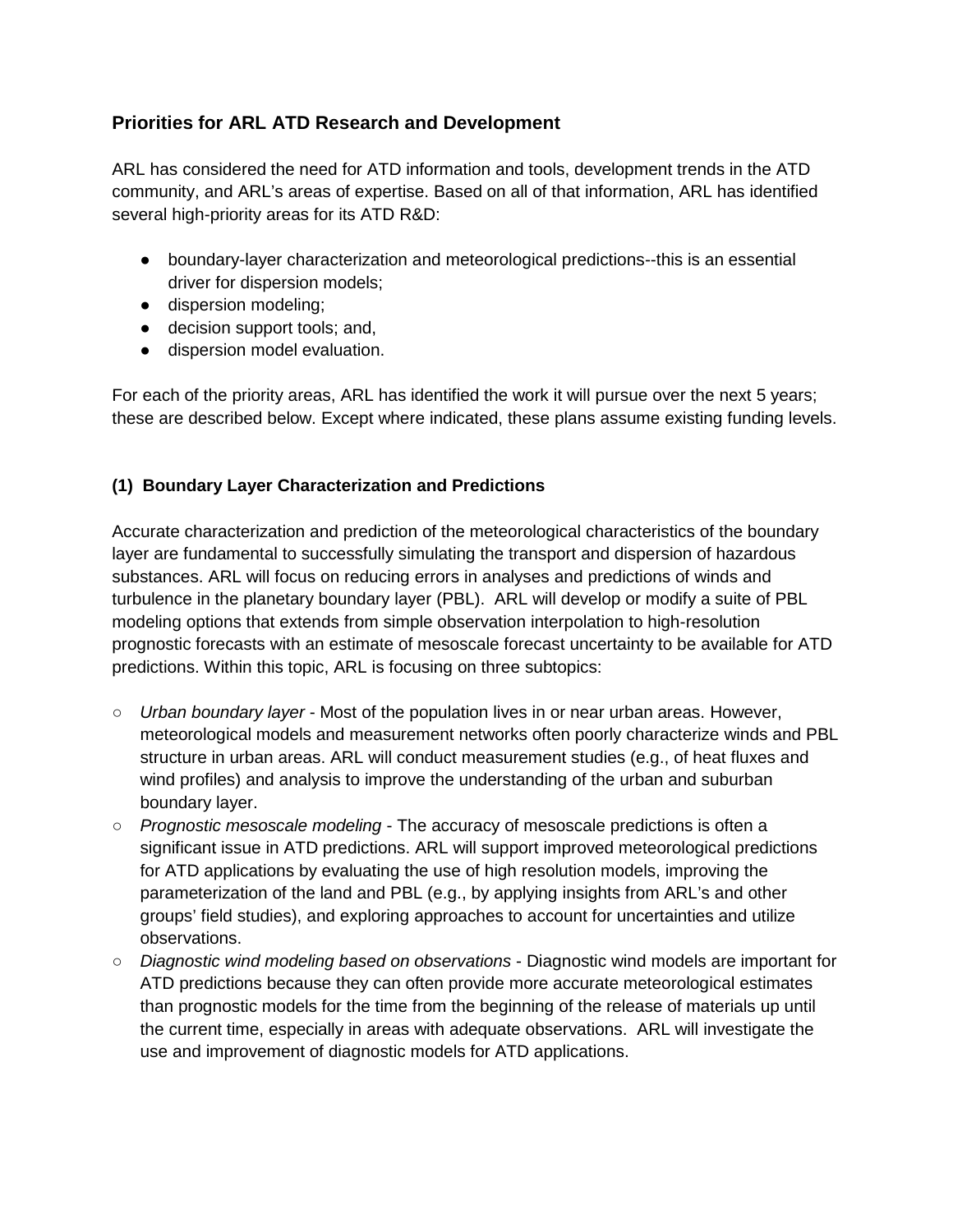### Priorities for ARL ATD Research and Development

ARL has considered the need for ATD information and tools, development trends in the ATD community, and ARL's areas of expertise. Based on all of that information, ARL has identified several high-priority areas for its ATD R&D:

- boundary-layer characterization and meteorological predictions--this is an essential driver for dispersion models;
- dispersion modeling;
- decision support tools; and,
- dispersion model evaluation.

For each of the priority areas, ARL has identified the work it will pursue over the next 5 years; these are described below. Except where indicated, these plans assume existing funding levels.

#### (1) Boundary Layer Characterization and Predictions

Accurate characterization and prediction of the meteorological characteristics of the boundary layer are fundamental to successfully simulating the transport and dispersion of hazardous substances. ARL will focus on reducing errors in analyses and predictions of winds and turbulence in the planetary boundary layer (PBL). ARL will develop or modify a suite of PBL modeling options that extends from simple observation interpolation to high-resolution prognostic forecasts with an estimate of mesoscale forecast uncertainty to be available for ATD predictions. Within this topic, ARL is focusing on three subtopics:

- *Urban boundary layer* - Most of the population lives in or near urban areas. However, meteorological models and measurement networks often poorly characterize winds and PBL structure in urban areas. ARL will conduct measurement studies (e.g., of heat fluxes and wind profiles) and analysis to improve the understanding of the urban and suburban boundary layer.
- *Prognostic mesoscale modeling* - The accuracy of mesoscale predictions is often a significant issue in ATD predictions. ARL will support improved meteorological predictions for ATD applications by evaluating the use of high resolution models, improving the parameterization of the land and PBL (e.g., by applying insights from ARL's and other groups' field studies), and exploring approaches to account for uncertainties and utilize observations.
- *Diagnostic wind modeling based on observations* - Diagnostic wind models are important for ATD predictions because they can often provide more accurate meteorological estimates than prognostic models for the time from the beginning of the release of materials up until the current time, especially in areas with adequate observations. ARL will investigate the use and improvement of diagnostic models for ATD applications.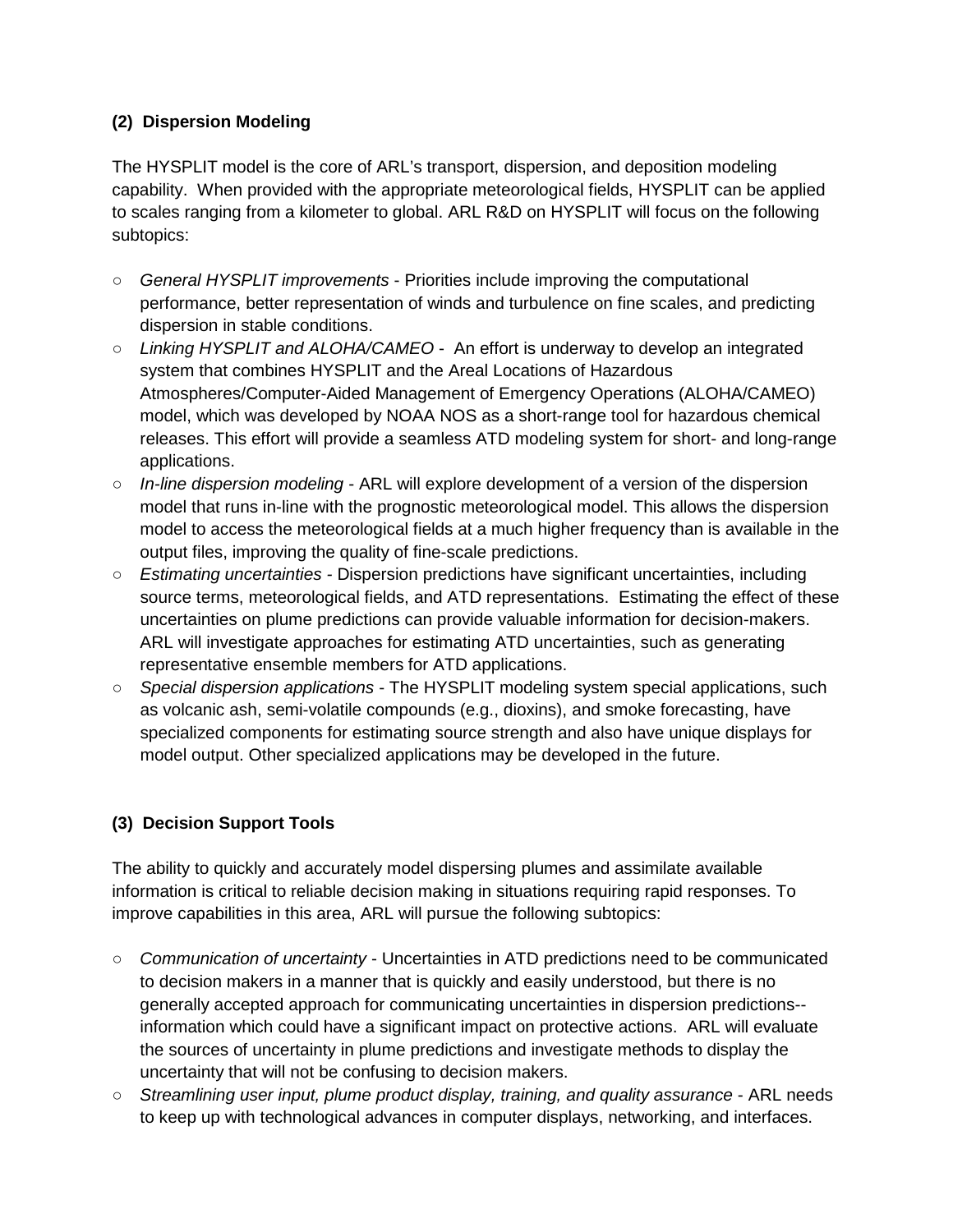### (2) Dispersion Modeling

The HYSPLIT model is the core of ARL's transport, dispersion, and deposition modeling capability. When provided with the appropriate meteorological fields, HYSPLIT can be applied to scales ranging from a kilometer to global. ARL R&D on HYSPLIT will focus on the following subtopics:

- *General HYSPLIT improvements* - Priorities include improving the computational performance, better representation of winds and turbulence on fine scales, and predicting dispersion in stable conditions.
- *Linking HYSPLIT and ALOHA/CAMEO* - An effort is underway to develop an integrated system that combines HYSPLIT and the Areal Locations of Hazardous Atmospheres/Computer-Aided Management of Emergency Operations (ALOHA/CAMEO) model, which was developed by NOAA NOS as a short-range tool for hazardous chemical releases. This effort will provide a seamless ATD modeling system for short- and long-range applications.
- *In-line dispersion modeling* - ARL will explore development of a version of the dispersion model that runs in-line with the prognostic meteorological model. This allows the dispersion model to access the meteorological fields at a much higher frequency than is available in the output files, improving the quality of fine-scale predictions.
- *Estimating uncertainties* - Dispersion predictions have significant uncertainties, including source terms, meteorological fields, and ATD representations. Estimating the effect of these uncertainties on plume predictions can provide valuable information for decision-makers. ARL will investigate approaches for estimating ATD uncertainties, such as generating representative ensemble members for ATD applications.
- *Special dispersion applications* - The HYSPLIT modeling system special applications, such as volcanic ash, semi-volatile compounds (e.g., dioxins), and smoke forecasting, have specialized components for estimating source strength and also have unique displays for model output. Other specialized applications may be developed in the future.

### (3) Decision Support Tools

The ability to quickly and accurately model dispersing plumes and assimilate available information is critical to reliable decision making in situations requiring rapid responses. To improve capabilities in this area, ARL will pursue the following subtopics:

- *Communication of uncertainty* - Uncertainties in ATD predictions need to be communicated to decision makers in a manner that is quickly and easily understood, but there is no generally accepted approach for communicating uncertainties in dispersion predictions--information which could have a significant impact on protective actions. ARL will evaluate the sources of uncertainty in plume predictions and investigate methods to display the uncertainty that will not be confusing to decision makers.
- *Streamlining user input, plume product display, training, and quality assurance* - ARL needs to keep up with technological advances in computer displays, networking, and interfaces.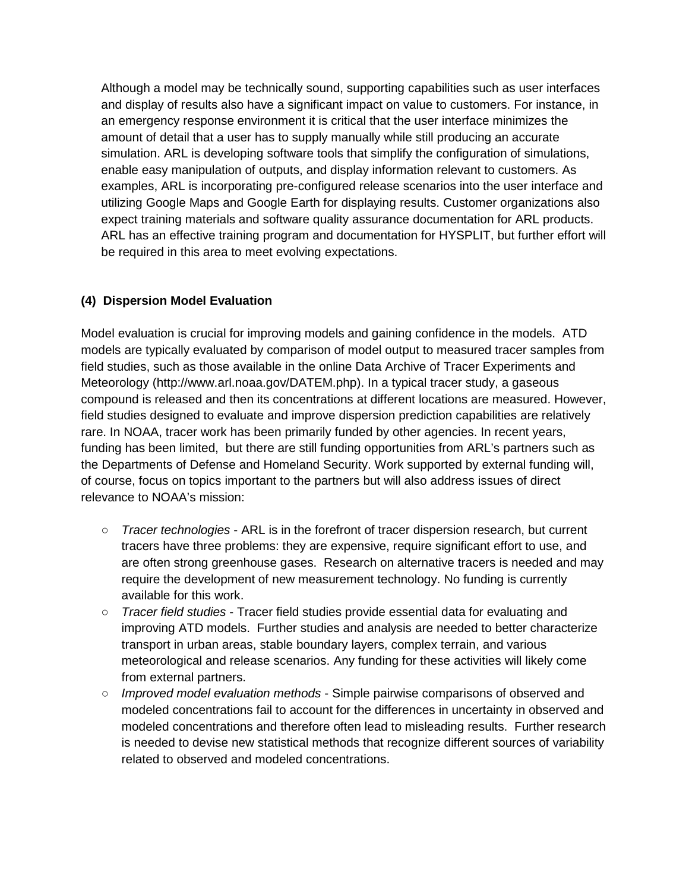Although a model may be technically sound, supporting capabilities such as user interfaces and display of results also have a significant impact on value to customers. For instance, in an emergency response environment it is critical that the user interface minimizes the amount of detail that a user has to supply manually while still producing an accurate simulation. ARL is developing software tools that simplify the configuration of simulations, enable easy manipulation of outputs, and display information relevant to customers. As examples, ARL is incorporating pre-configured release scenarios into the user interface and utilizing Google Maps and Google Earth for displaying results. Customer organizations also expect training materials and software quality assurance documentation for ARL products. ARL has an effective training program and documentation for HYSPLIT, but further effort will be required in this area to meet evolving expectations.

**(4) Dispersion Model Evaluation**

Model evaluation is crucial for improving models and gaining confidence in the models. ATD models are typically evaluated by comparison of model output to measured tracer samples from field studies, such as those available in the online Data Archive of Tracer Experiments and Meteorology (http://www.arl.noaa.gov/DATEM.php). In a typical tracer study, a gaseous compound is released and then its concentrations at different locations are measured. However, field studies designed to evaluate and improve dispersion prediction capabilities are relatively rare. In NOAA, tracer work has been primarily funded by other agencies. In recent years, funding has been limited, but there are still funding opportunities from ARL's partners such as the Departments of Defense and Homeland Security. Work supported by external funding will, of course, focus on topics important to the partners but will also address issues of direct relevance to NOAA's mission:

- *Tracer technologies* - ARL is in the forefront of tracer dispersion research, but current tracers have three problems: they are expensive, require significant effort to use, and are often strong greenhouse gases. Research on alternative tracers is needed and may require the development of new measurement technology. No funding is currently available for this work.
- *Tracer field studies* - Tracer field studies provide essential data for evaluating and improving ATD models. Further studies and analysis are needed to better characterize transport in urban areas, stable boundary layers, complex terrain, and various meteorological and release scenarios. Any funding for these activities will likely come from external partners.
- *Improved model evaluation methods* - Simple pairwise comparisons of observed and modeled concentrations fail to account for the differences in uncertainty in observed and modeled concentrations and therefore often lead to misleading results. Further research is needed to devise new statistical methods that recognize different sources of variability related to observed and modeled concentrations.